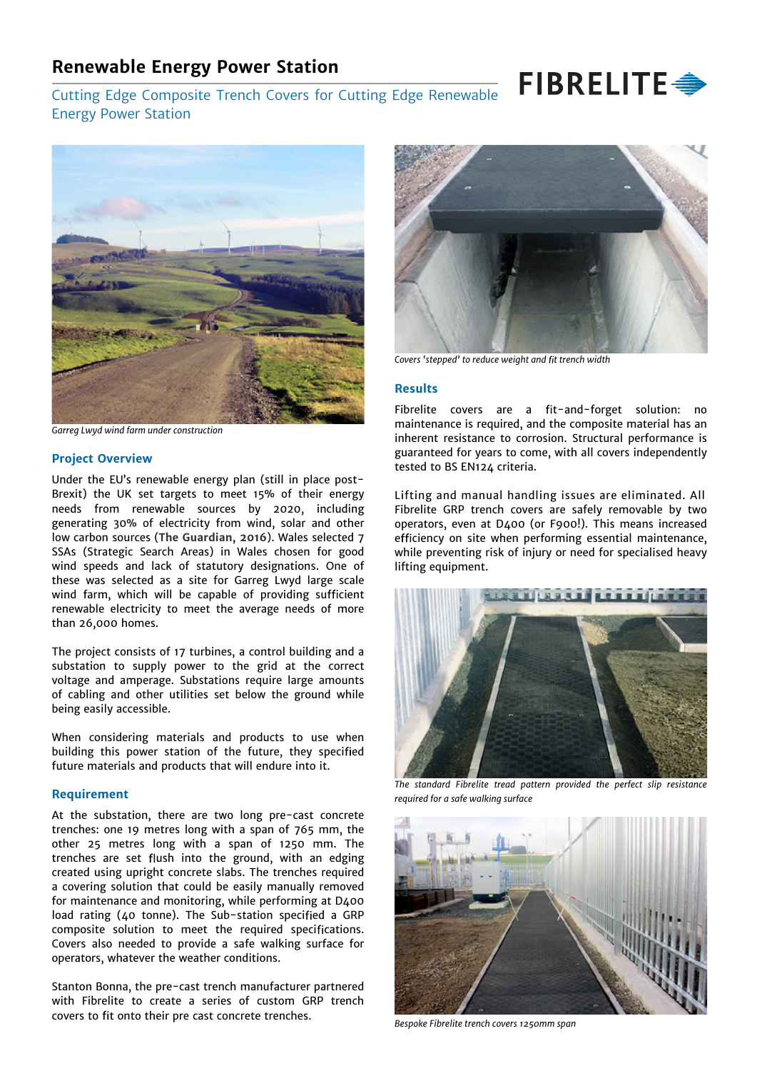# Renewable Energy Power Station

## Cutting Edge Composite Trench Covers for Cutting Edge Renewable Energy Power Station

*Garreg Lwyd wind farm under construction*

### Project Overview

Under the EU's renewable energy plan (still in place post-Brexit) the UK set targets to meet 15% of their energy needs from renewable sources by 2020, including generating 30% of electricity from wind, solar and other low carbon sources (**The Guardian, 2016**). Wales selected 7 SSAs (Strategic Search Areas) in Wales chosen for good wind speeds and lack of statutory designations. One of these was selected as a site for Garreg Lwyd large scale wind farm, which will be capable of providing sufficient renewable electricity to meet the average needs of more than 26,000 homes.

The project consists of 17 turbines, a control building and a substation to supply power to the grid at the correct voltage and amperage. Substations require large amounts of cabling and other utilities set below the ground while being easily accessible.

When considering materials and products to use when building this power station of the future, they specified future materials and products that will endure into it.

### Requirement

At the substation, there are two long pre-cast concrete trenches: one 19 metres long with a span of 765 mm, the other 25 metres long with a span of 1250 mm. The trenches are set flush into the ground, with an edging created using upright concrete slabs. The trenches required a covering solution that could be easily manually removed for maintenance and monitoring, while performing at D400 load rating (40 tonne). The Sub-station specified a GRP composite solution to meet the required specifications. Covers also needed to provide a safe walking surface for operators, whatever the weather conditions.

Stanton Bonna, the pre-cast trench manufacturer partnered with Fibrelite to create a series of custom GRP trench covers to fit onto their pre cast concrete trenches.

*Covers 'stepped' to reduce weight and fit trench width*

### Results

Fibrelite covers are a fit-and-forget solution: no maintenance is required, and the composite material has an inherent resistance to corrosion. Structural performance is guaranteed for years to come, with all covers independently tested to BS EN124 criteria.

Lifting and manual handling issues are eliminated. All Fibrelite GRP trench covers are safely removable by two operators, even at D400 (or F900!). This means increased efficiency on site when performing essential maintenance, while preventing risk of injury or need for specialised heavy lifting equipment.

*The standard Fibrelite tread pattern provided the perfect slip resistance required for a safe walking surface*

*Bespoke Fibrelite trench covers 1250mm span*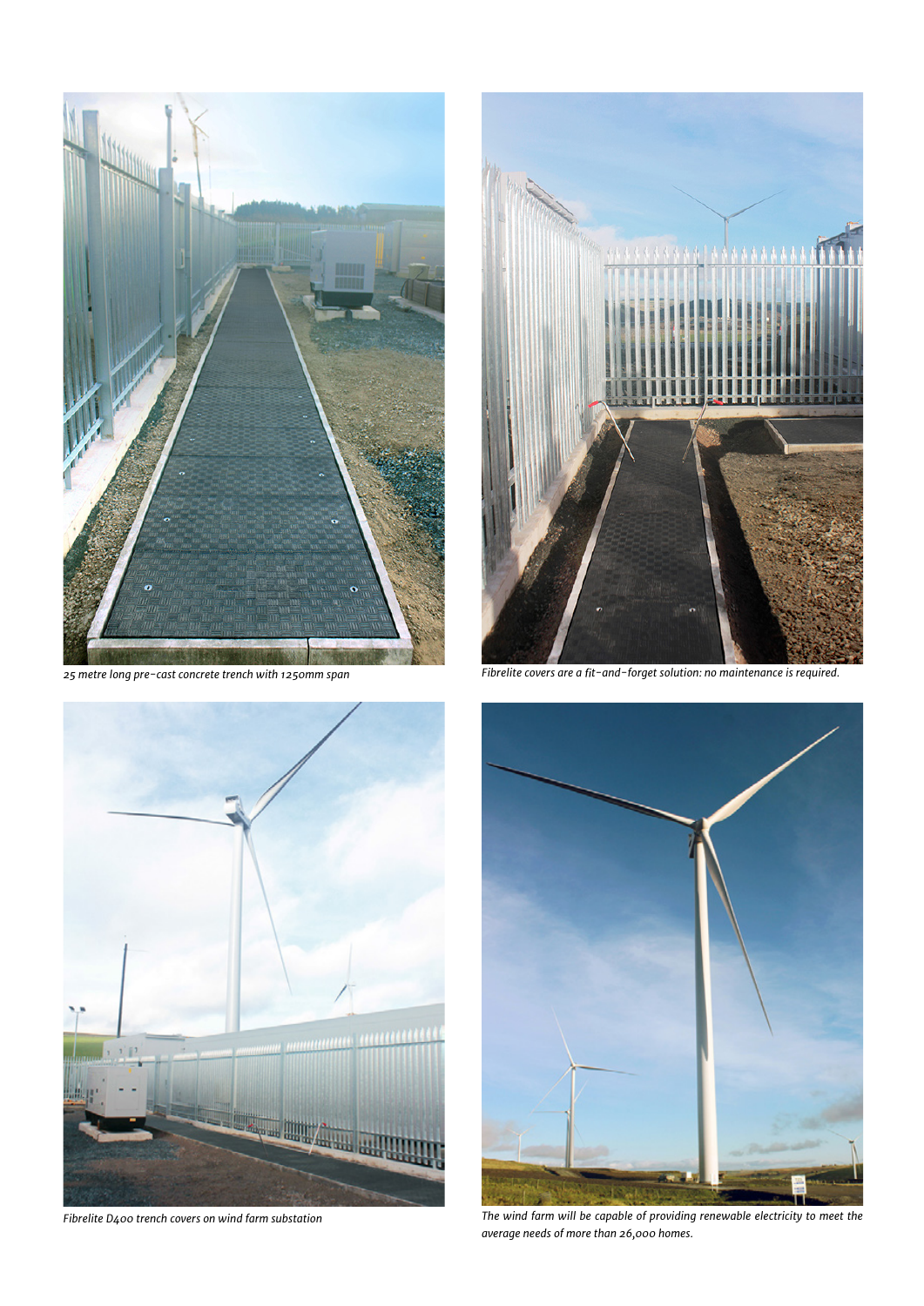*25 metre long pre-cast concrete trench with 1250mm span*

*Fibrelite covers are a fit-and-forget solution: no maintenance is required.*

*Fibrelite D400 trench covers on wind farm substation*

*The wind farm will be capable of providing renewable electricity to meet the average needs of more than 26,000 homes.*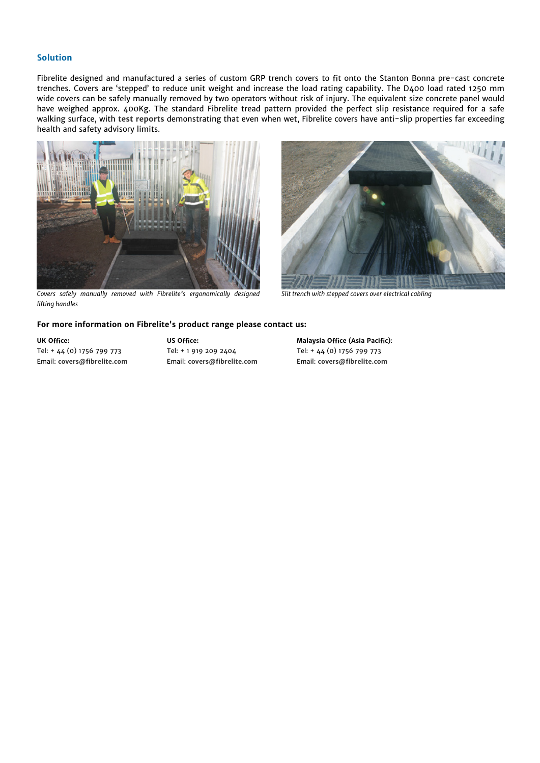## Solution

Fibrelite designed and manufactured a series of custom GRP trench covers to fit onto the Stanton Bonna pre-cast concrete trenches. Covers are 'stepped' to reduce unit weight and increase the load rating capability. The D400 load rated 1250 mm wide covers can be safely manually removed by two operators without risk of injury. The equivalent size concrete panel would have weighed approx. 400Kg. The standard Fibrelite tread pattern provided the perfect slip resistance required for a safe walking surface, with **test reports** demonstrating that even when wet, Fibrelite covers have anti-slip properties far exceeding health and safety advisory limits.

*Covers safely manually removed with Fibrelite's ergonomically designed lifting handles*

*Slit trench with stepped covers over electrical cabling*

**For more information on Fibrelite's product range please contact us:**

**UK Office:**
Tel: + 44 (0) 1756 799 773
Email: **covers@fibrelite.com**

**US Office:**
Tel: + 1 919 209 2404
Email: **covers@fibrelite.com**

**Malaysia Office (Asia Pacific):**
Tel: + 44 (0) 1756 799 773
Email: **covers@fibrelite.com**